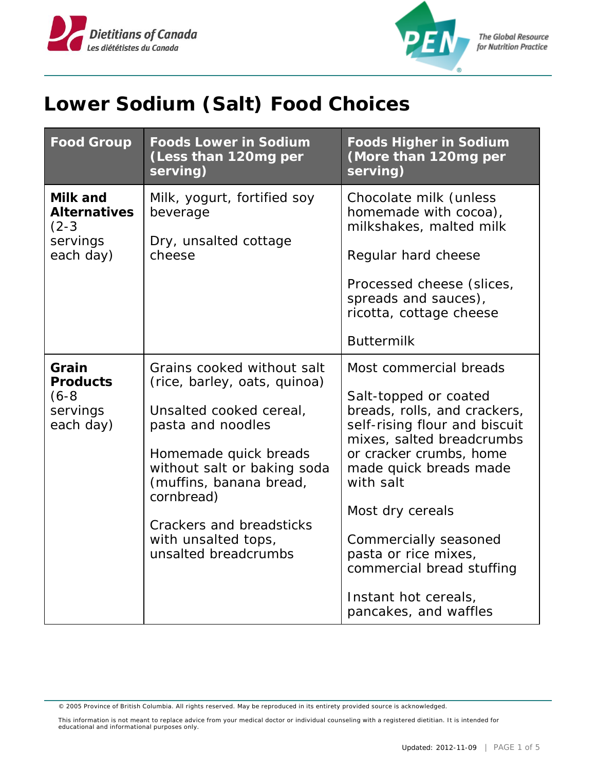# Lower Sodium (Salt) Food Choices

| Food Group | Foods Lower in Sodium (Less than 120mg per serving) | Foods Higher in Sodium (More than 120mg per serving) |
|---|---|---|
| **Milk and Alternatives** (2-3 servings each day) | Milk, yogurt, fortified soy beverage<br><br>Dry, unsalted cottage cheese | Chocolate milk (unless homemade with cocoa), milkshakes, malted milk<br><br>Regular hard cheese<br><br>Processed cheese (slices, spreads and sauces), ricotta, cottage cheese<br><br>Buttermilk |
| **Grain Products** (6-8 servings each day) | Grains cooked without salt (rice, barley, oats, quinoa)<br><br>Unsalted cooked cereal, pasta and noodles<br><br>Homemade quick breads without salt or baking soda (muffins, banana bread, cornbread)<br><br>Crackers and breadsticks with unsalted tops, unsalted breadcrumbs | Most commercial breads<br><br>Salt-topped or coated breads, rolls, and crackers, self-rising flour and biscuit mixes, salted breadcrumbs or cracker crumbs, home made quick breads made with salt<br><br>Most dry cereals<br><br>Commercially seasoned pasta or rice mixes, commercial bread stuffing<br><br>Instant hot cereals, pancakes, and waffles |

© 2005 Province of British Columbia. All rights reserved. May be reproduced in its entirety provided source is acknowledged.

This information is not meant to replace advice from your medical doctor or individual counseling with a registered dietitian. It is intended for educational and informational purposes only.

Updated: 2012-11-09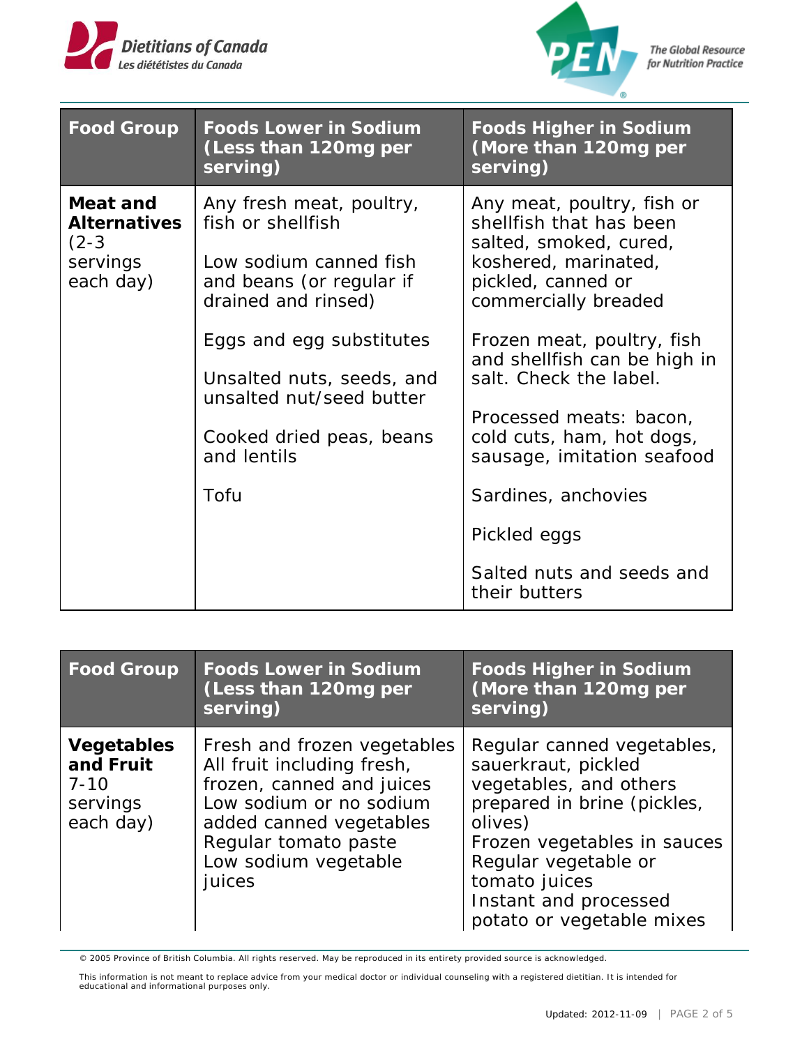| Food Group | Foods Lower in Sodium (Less than 120mg per serving) | Foods Higher in Sodium (More than 120mg per serving) |
|---|---|---|
| **Meat and Alternatives** (2-3 servings each day) | Any fresh meat, poultry, fish or shellfish<br><br>Low sodium canned fish and beans (or regular if drained and rinsed)<br><br>Eggs and egg substitutes<br><br>Unsalted nuts, seeds, and unsalted nut/seed butter<br><br>Cooked dried peas, beans and lentils<br><br>Tofu | Any meat, poultry, fish or shellfish that has been salted, smoked, cured, koshered, marinated, pickled, canned or commercially breaded<br><br>Frozen meat, poultry, fish and shellfish can be high in salt. Check the label.<br><br>Processed meats: bacon, cold cuts, ham, hot dogs, sausage, imitation seafood<br><br>Sardines, anchovies<br><br>Pickled eggs<br><br>Salted nuts and seeds and their butters |

| Food Group | Foods Lower in Sodium (Less than 120mg per serving) | Foods Higher in Sodium (More than 120mg per serving) |
|---|---|---|
| **Vegetables and Fruit** 7-10 servings each day) | Fresh and frozen vegetables<br>All fruit including fresh, frozen, canned and juices<br>Low sodium or no sodium added canned vegetables<br>Regular tomato paste<br>Low sodium vegetable juices | Regular canned vegetables, sauerkraut, pickled vegetables, and others prepared in brine (pickles, olives)<br>Frozen vegetables in sauces<br>Regular vegetable or tomato juices<br>Instant and processed potato or vegetable mixes |

© 2005 Province of British Columbia. All rights reserved. May be reproduced in its entirety provided source is acknowledged.

This information is not meant to replace advice from your medical doctor or individual counseling with a registered dietitian. It is intended for educational and informational purposes only.

Updated: 2012-11-09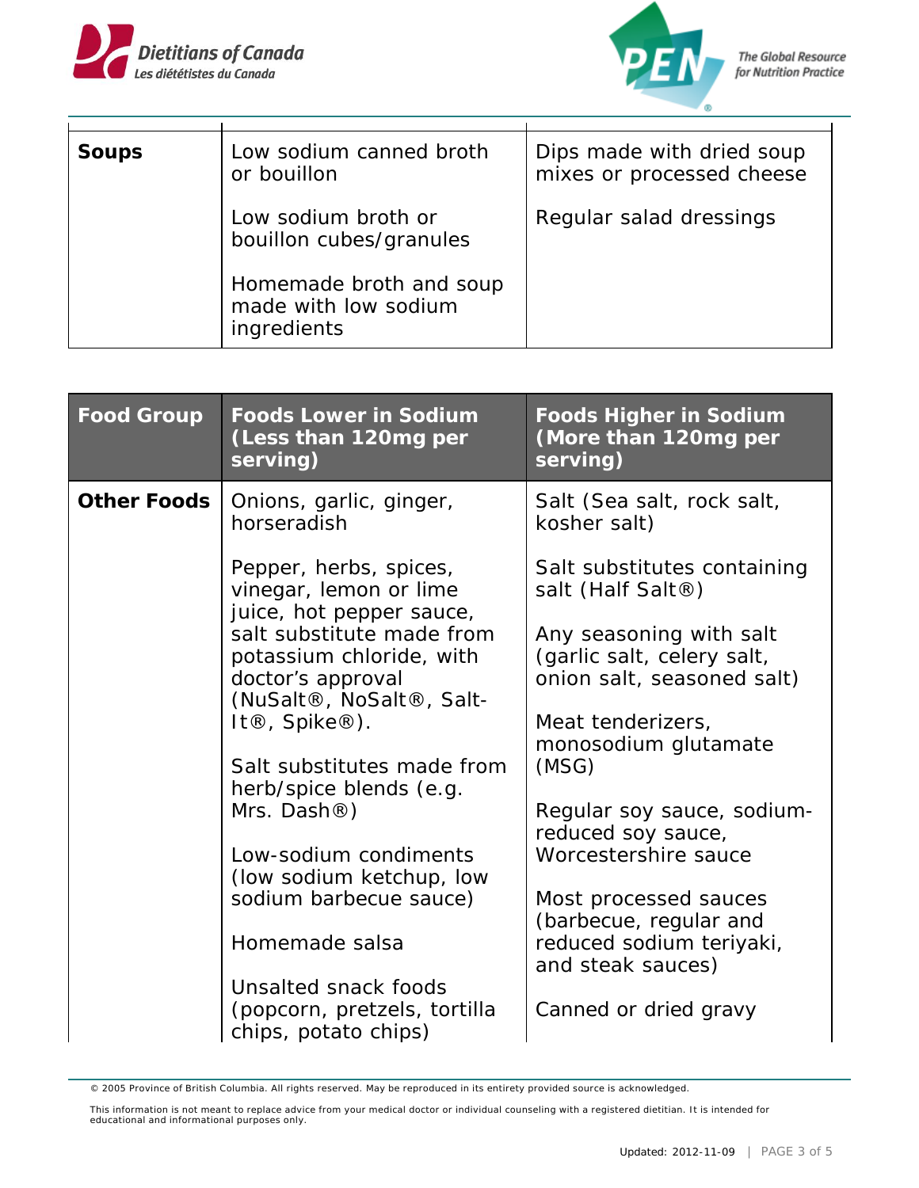| | | |
|---|---|---|
| **Soups** | Low sodium canned broth or bouillon<br><br>Low sodium broth or bouillon cubes/granules<br><br>Homemade broth and soup made with low sodium ingredients | Dips made with dried soup mixes or processed cheese<br><br>Regular salad dressings |

| Food Group | Foods Lower in Sodium (Less than 120mg per serving) | Foods Higher in Sodium (More than 120mg per serving) |
|---|---|---|
| **Other Foods** | Onions, garlic, ginger, horseradish<br><br>Pepper, herbs, spices, vinegar, lemon or lime juice, hot pepper sauce, salt substitute made from potassium chloride, with doctor's approval (NuSalt®, NoSalt®, Salt-It®, Spike®).<br><br>Salt substitutes made from herb/spice blends (e.g. Mrs. Dash®)<br><br>Low-sodium condiments (low sodium ketchup, low sodium barbecue sauce)<br><br>Homemade salsa<br><br>Unsalted snack foods (popcorn, pretzels, tortilla chips, potato chips) | Salt (Sea salt, rock salt, kosher salt)<br><br>Salt substitutes containing salt (Half Salt®)<br><br>Any seasoning with salt (garlic salt, celery salt, onion salt, seasoned salt)<br><br>Meat tenderizers, monosodium glutamate (MSG)<br><br>Regular soy sauce, sodium-reduced soy sauce, Worcestershire sauce<br><br>Most processed sauces (barbecue, regular and reduced sodium teriyaki, and steak sauces)<br><br>Canned or dried gravy |

© 2005 Province of British Columbia. All rights reserved. May be reproduced in its entirety provided source is acknowledged.

This information is not meant to replace advice from your medical doctor or individual counseling with a registered dietitian. It is intended for educational and informational purposes only.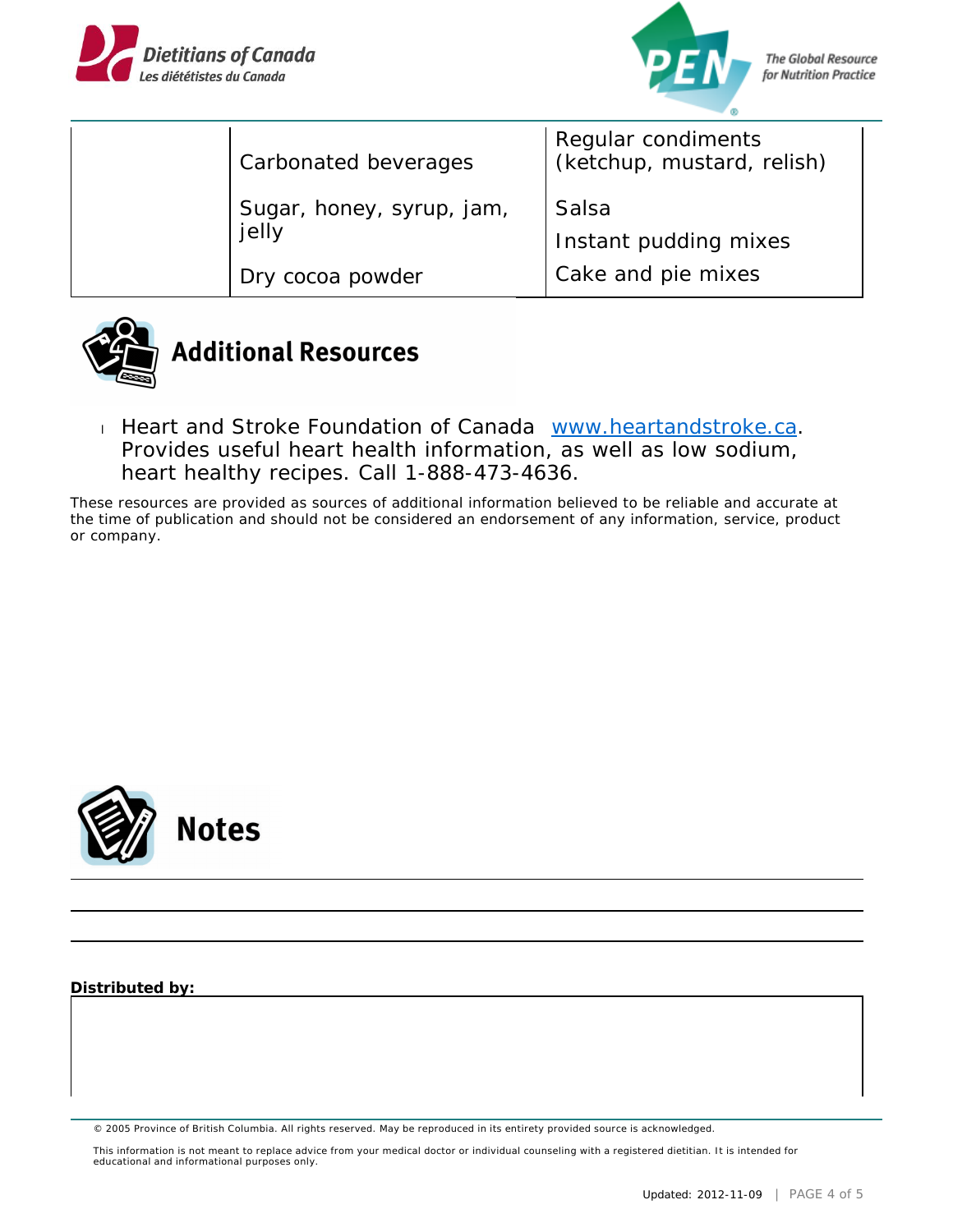| | | |
|---|---|---|
| | Carbonated beverages | Regular condiments (ketchup, mustard, relish) |
| | Sugar, honey, syrup, jam, jelly | Salsa |
| | | Instant pudding mixes |
| | Dry cocoa powder | Cake and pie mixes |

## Additional Resources

- Heart and Stroke Foundation of Canada www.heartandstroke.ca. Provides useful heart health information, as well as low sodium, heart healthy recipes. Call 1-888-473-4636.

These resources are provided as sources of additional information believed to be reliable and accurate at the time of publication and should not be considered an endorsement of any information, service, product or company.

## Notes

**Distributed by:**

© 2005 Province of British Columbia. All rights reserved. May be reproduced in its entirety provided source is acknowledged.

This information is not meant to replace advice from your medical doctor or individual counseling with a registered dietitian. It is intended for educational and informational purposes only.

Updated: 2012-11-09